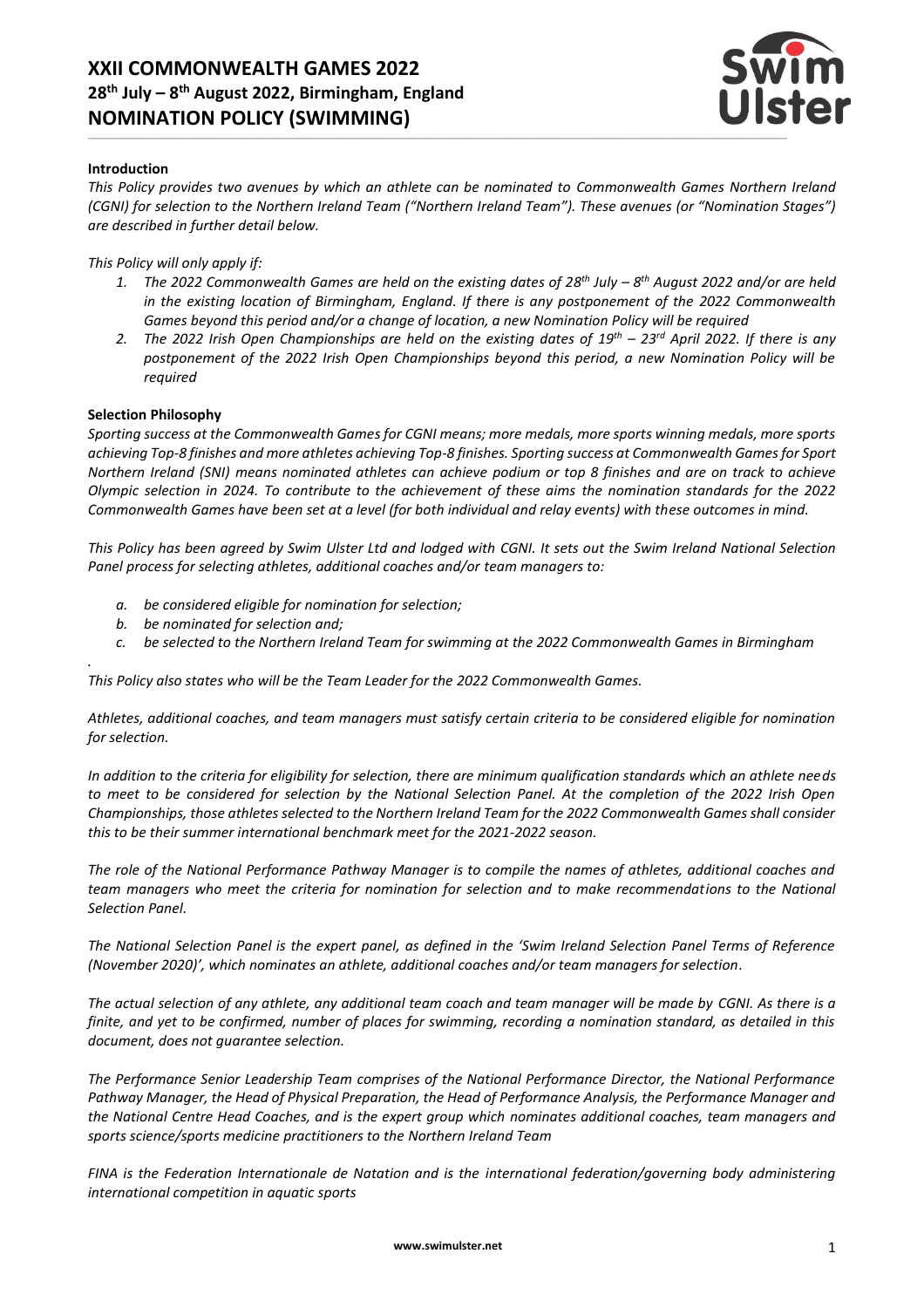# XXII COMMONWEALTH GAMES 2022
## 28th July – 8th August 2022, Birmingham, England
## NOMINATION POLICY (SWIMMING)

**Introduction**

*This Policy provides two avenues by which an athlete can be nominated to Commonwealth Games Northern Ireland (CGNI) for selection to the Northern Ireland Team ("Northern Ireland Team"). These avenues (or "Nomination Stages") are described in further detail below.*

*This Policy will only apply if:*

1. *The 2022 Commonwealth Games are held on the existing dates of 28th July – 8th August 2022 and/or are held in the existing location of Birmingham, England. If there is any postponement of the 2022 Commonwealth Games beyond this period and/or a change of location, a new Nomination Policy will be required*
2. *The 2022 Irish Open Championships are held on the existing dates of 19th – 23rd April 2022. If there is any postponement of the 2022 Irish Open Championships beyond this period, a new Nomination Policy will be required*

**Selection Philosophy**

*Sporting success at the Commonwealth Games for CGNI means; more medals, more sports winning medals, more sports achieving Top-8 finishes and more athletes achieving Top-8 finishes. Sporting success at Commonwealth Games for Sport Northern Ireland (SNI) means nominated athletes can achieve podium or top 8 finishes and are on track to achieve Olympic selection in 2024. To contribute to the achievement of these aims the nomination standards for the 2022 Commonwealth Games have been set at a level (for both individual and relay events) with these outcomes in mind.*

*This Policy has been agreed by Swim Ulster Ltd and lodged with CGNI. It sets out the Swim Ireland National Selection Panel process for selecting athletes, additional coaches and/or team managers to:*

a. *be considered eligible for nomination for selection;*
b. *be nominated for selection and;*
c. *be selected to the Northern Ireland Team for swimming at the 2022 Commonwealth Games in Birmingham*

*This Policy also states who will be the Team Leader for the 2022 Commonwealth Games.*

*Athletes, additional coaches, and team managers must satisfy certain criteria to be considered eligible for nomination for selection.*

*In addition to the criteria for eligibility for selection, there are minimum qualification standards which an athlete needs to meet to be considered for selection by the National Selection Panel. At the completion of the 2022 Irish Open Championships, those athletes selected to the Northern Ireland Team for the 2022 Commonwealth Games shall consider this to be their summer international benchmark meet for the 2021-2022 season.*

*The role of the National Performance Pathway Manager is to compile the names of athletes, additional coaches and team managers who meet the criteria for nomination for selection and to make recommendations to the National Selection Panel.*

*The National Selection Panel is the expert panel, as defined in the 'Swim Ireland Selection Panel Terms of Reference (November 2020)', which nominates an athlete, additional coaches and/or team managers for selection.*

*The actual selection of any athlete, any additional team coach and team manager will be made by CGNI. As there is a finite, and yet to be confirmed, number of places for swimming, recording a nomination standard, as detailed in this document, does not guarantee selection.*

*The Performance Senior Leadership Team comprises of the National Performance Director, the National Performance Pathway Manager, the Head of Physical Preparation, the Head of Performance Analysis, the Performance Manager and the National Centre Head Coaches, and is the expert group which nominates additional coaches, team managers and sports science/sports medicine practitioners to the Northern Ireland Team*

*FINA is the Federation Internationale de Natation and is the international federation/governing body administering international competition in aquatic sports*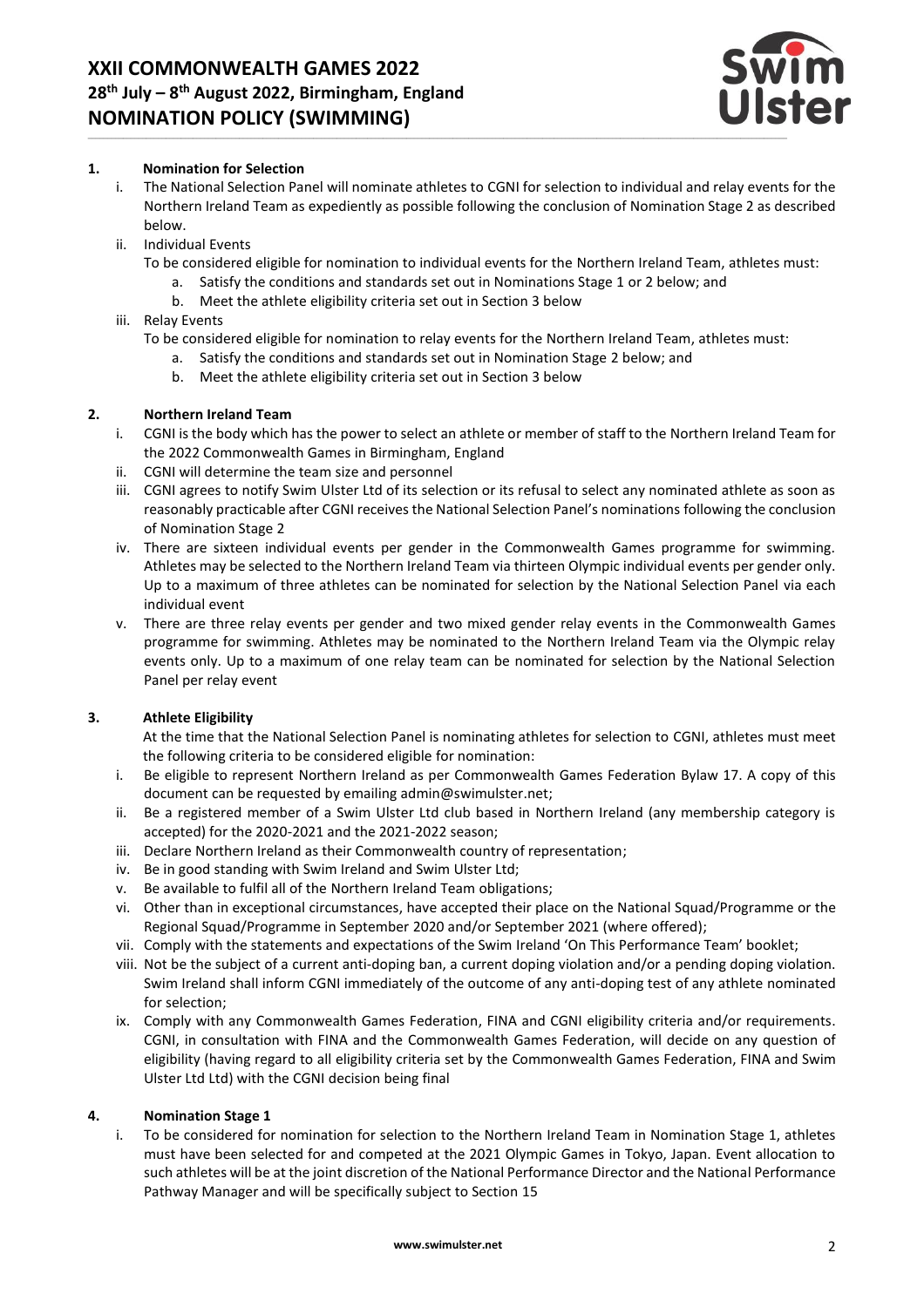## 1. Nomination for Selection

i. The National Selection Panel will nominate athletes to CGNI for selection to individual and relay events for the Northern Ireland Team as expediently as possible following the conclusion of Nomination Stage 2 as described below.

ii. Individual Events

To be considered eligible for nomination to individual events for the Northern Ireland Team, athletes must:

a. Satisfy the conditions and standards set out in Nominations Stage 1 or 2 below; and
b. Meet the athlete eligibility criteria set out in Section 3 below

iii. Relay Events

To be considered eligible for nomination to relay events for the Northern Ireland Team, athletes must:

a. Satisfy the conditions and standards set out in Nomination Stage 2 below; and
b. Meet the athlete eligibility criteria set out in Section 3 below

## 2. Northern Ireland Team

i. CGNI is the body which has the power to select an athlete or member of staff to the Northern Ireland Team for the 2022 Commonwealth Games in Birmingham, England

ii. CGNI will determine the team size and personnel

iii. CGNI agrees to notify Swim Ulster Ltd of its selection or its refusal to select any nominated athlete as soon as reasonably practicable after CGNI receives the National Selection Panel's nominations following the conclusion of Nomination Stage 2

iv. There are sixteen individual events per gender in the Commonwealth Games programme for swimming. Athletes may be selected to the Northern Ireland Team via thirteen Olympic individual events per gender only. Up to a maximum of three athletes can be nominated for selection by the National Selection Panel via each individual event

v. There are three relay events per gender and two mixed gender relay events in the Commonwealth Games programme for swimming. Athletes may be nominated to the Northern Ireland Team via the Olympic relay events only. Up to a maximum of one relay team can be nominated for selection by the National Selection Panel per relay event

## 3. Athlete Eligibility

At the time that the National Selection Panel is nominating athletes for selection to CGNI, athletes must meet the following criteria to be considered eligible for nomination:

i. Be eligible to represent Northern Ireland as per Commonwealth Games Federation Bylaw 17. A copy of this document can be requested by emailing admin@swimulster.net;

ii. Be a registered member of a Swim Ulster Ltd club based in Northern Ireland (any membership category is accepted) for the 2020-2021 and the 2021-2022 season;

iii. Declare Northern Ireland as their Commonwealth country of representation;

iv. Be in good standing with Swim Ireland and Swim Ulster Ltd;

v. Be available to fulfil all of the Northern Ireland Team obligations;

vi. Other than in exceptional circumstances, have accepted their place on the National Squad/Programme or the Regional Squad/Programme in September 2020 and/or September 2021 (where offered);

vii. Comply with the statements and expectations of the Swim Ireland 'On This Performance Team' booklet;

viii. Not be the subject of a current anti-doping ban, a current doping violation and/or a pending doping violation. Swim Ireland shall inform CGNI immediately of the outcome of any anti-doping test of any athlete nominated for selection;

ix. Comply with any Commonwealth Games Federation, FINA and CGNI eligibility criteria and/or requirements. CGNI, in consultation with FINA and the Commonwealth Games Federation, will decide on any question of eligibility (having regard to all eligibility criteria set by the Commonwealth Games Federation, FINA and Swim Ulster Ltd Ltd) with the CGNI decision being final

## 4. Nomination Stage 1

i. To be considered for nomination for selection to the Northern Ireland Team in Nomination Stage 1, athletes must have been selected for and competed at the 2021 Olympic Games in Tokyo, Japan. Event allocation to such athletes will be at the joint discretion of the National Performance Director and the National Performance Pathway Manager and will be specifically subject to Section 15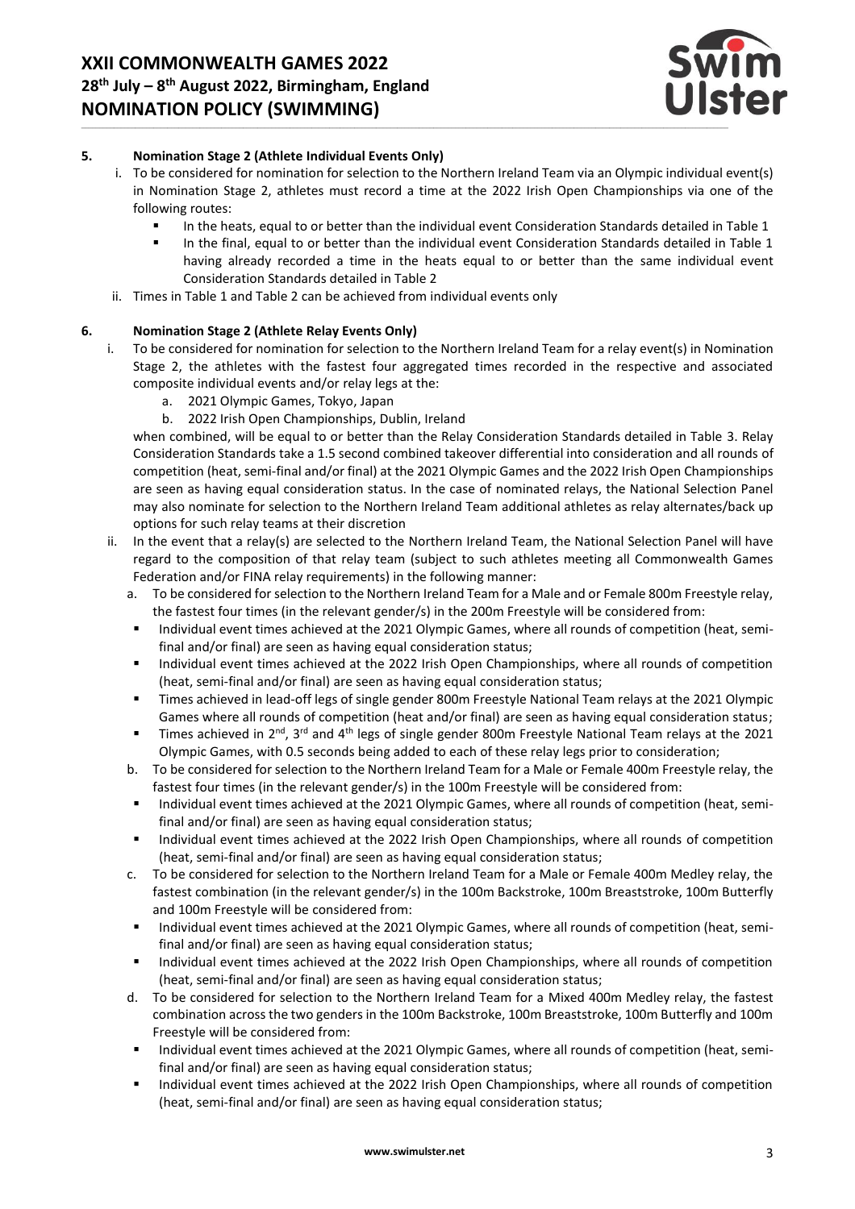## 5. Nomination Stage 2 (Athlete Individual Events Only)

i. To be considered for nomination for selection to the Northern Ireland Team via an Olympic individual event(s) in Nomination Stage 2, athletes must record a time at the 2022 Irish Open Championships via one of the following routes:
   - In the heats, equal to or better than the individual event Consideration Standards detailed in Table 1
   - In the final, equal to or better than the individual event Consideration Standards detailed in Table 1 having already recorded a time in the heats equal to or better than the same individual event Consideration Standards detailed in Table 2

ii. Times in Table 1 and Table 2 can be achieved from individual events only

## 6. Nomination Stage 2 (Athlete Relay Events Only)

i. To be considered for nomination for selection to the Northern Ireland Team for a relay event(s) in Nomination Stage 2, the athletes with the fastest four aggregated times recorded in the respective and associated composite individual events and/or relay legs at the:
   a. 2021 Olympic Games, Tokyo, Japan
   b. 2022 Irish Open Championships, Dublin, Ireland

   when combined, will be equal to or better than the Relay Consideration Standards detailed in Table 3. Relay Consideration Standards take a 1.5 second combined takeover differential into consideration and all rounds of competition (heat, semi-final and/or final) at the 2021 Olympic Games and the 2022 Irish Open Championships are seen as having equal consideration status. In the case of nominated relays, the National Selection Panel may also nominate for selection to the Northern Ireland Team additional athletes as relay alternates/back up options for such relay teams at their discretion

ii. In the event that a relay(s) are selected to the Northern Ireland Team, the National Selection Panel will have regard to the composition of that relay team (subject to such athletes meeting all Commonwealth Games Federation and/or FINA relay requirements) in the following manner:

   a. To be considered for selection to the Northern Ireland Team for a Male and or Female 800m Freestyle relay, the fastest four times (in the relevant gender/s) in the 200m Freestyle will be considered from:
      - Individual event times achieved at the 2021 Olympic Games, where all rounds of competition (heat, semi-final and/or final) are seen as having equal consideration status;
      - Individual event times achieved at the 2022 Irish Open Championships, where all rounds of competition (heat, semi-final and/or final) are seen as having equal consideration status;
      - Times achieved in lead-off legs of single gender 800m Freestyle National Team relays at the 2021 Olympic Games where all rounds of competition (heat and/or final) are seen as having equal consideration status;
      - Times achieved in 2nd, 3rd and 4th legs of single gender 800m Freestyle National Team relays at the 2021 Olympic Games, with 0.5 seconds being added to each of these relay legs prior to consideration;

   b. To be considered for selection to the Northern Ireland Team for a Male or Female 400m Freestyle relay, the fastest four times (in the relevant gender/s) in the 100m Freestyle will be considered from:
      - Individual event times achieved at the 2021 Olympic Games, where all rounds of competition (heat, semi-final and/or final) are seen as having equal consideration status;
      - Individual event times achieved at the 2022 Irish Open Championships, where all rounds of competition (heat, semi-final and/or final) are seen as having equal consideration status;

   c. To be considered for selection to the Northern Ireland Team for a Male or Female 400m Medley relay, the fastest combination (in the relevant gender/s) in the 100m Backstroke, 100m Breaststroke, 100m Butterfly and 100m Freestyle will be considered from:
      - Individual event times achieved at the 2021 Olympic Games, where all rounds of competition (heat, semi-final and/or final) are seen as having equal consideration status;
      - Individual event times achieved at the 2022 Irish Open Championships, where all rounds of competition (heat, semi-final and/or final) are seen as having equal consideration status;

   d. To be considered for selection to the Northern Ireland Team for a Mixed 400m Medley relay, the fastest combination across the two genders in the 100m Backstroke, 100m Breaststroke, 100m Butterfly and 100m Freestyle will be considered from:
      - Individual event times achieved at the 2021 Olympic Games, where all rounds of competition (heat, semi-final and/or final) are seen as having equal consideration status;
      - Individual event times achieved at the 2022 Irish Open Championships, where all rounds of competition (heat, semi-final and/or final) are seen as having equal consideration status;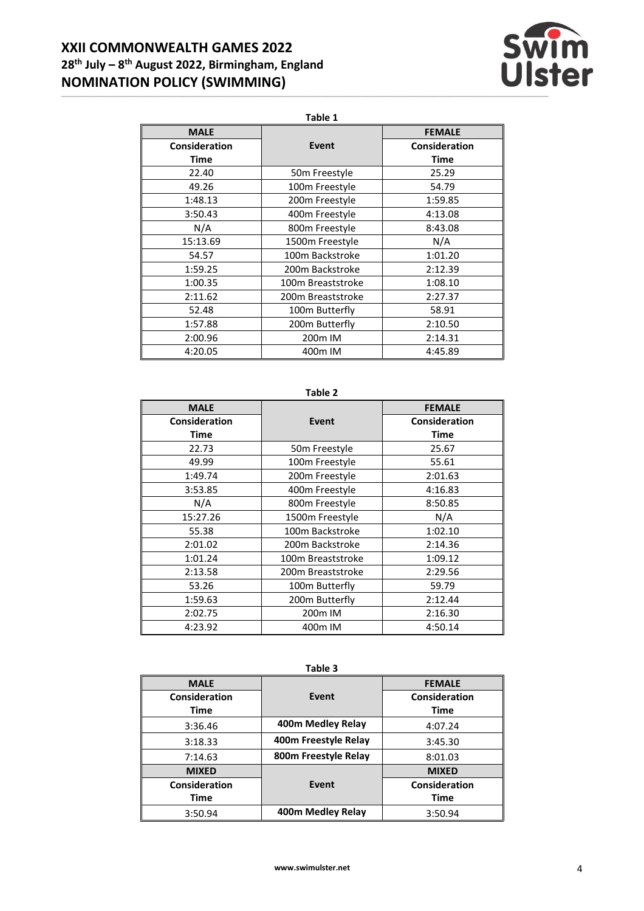**Table 1**

| MALE | | FEMALE |
| --- | --- | --- |
| Consideration Time | Event | Consideration Time |
| 22.40 | 50m Freestyle | 25.29 |
| 49.26 | 100m Freestyle | 54.79 |
| 1:48.13 | 200m Freestyle | 1:59.85 |
| 3:50.43 | 400m Freestyle | 4:13.08 |
| N/A | 800m Freestyle | 8:43.08 |
| 15:13.69 | 1500m Freestyle | N/A |
| 54.57 | 100m Backstroke | 1:01.20 |
| 1:59.25 | 200m Backstroke | 2:12.39 |
| 1:00.35 | 100m Breaststroke | 1:08.10 |
| 2:11.62 | 200m Breaststroke | 2:27.37 |
| 52.48 | 100m Butterfly | 58.91 |
| 1:57.88 | 200m Butterfly | 2:10.50 |
| 2:00.96 | 200m IM | 2:14.31 |
| 4:20.05 | 400m IM | 4:45.89 |

**Table 2**

| MALE | | FEMALE |
| --- | --- | --- |
| Consideration Time | Event | Consideration Time |
| 22.73 | 50m Freestyle | 25.67 |
| 49.99 | 100m Freestyle | 55.61 |
| 1:49.74 | 200m Freestyle | 2:01.63 |
| 3:53.85 | 400m Freestyle | 4:16.83 |
| N/A | 800m Freestyle | 8:50.85 |
| 15:27.26 | 1500m Freestyle | N/A |
| 55.38 | 100m Backstroke | 1:02.10 |
| 2:01.02 | 200m Backstroke | 2:14.36 |
| 1:01.24 | 100m Breaststroke | 1:09.12 |
| 2:13.58 | 200m Breaststroke | 2:29.56 |
| 53.26 | 100m Butterfly | 59.79 |
| 1:59.63 | 200m Butterfly | 2:12.44 |
| 2:02.75 | 200m IM | 2:16.30 |
| 4:23.92 | 400m IM | 4:50.14 |

**Table 3**

| MALE | | FEMALE |
| --- | --- | --- |
| Consideration Time | Event | Consideration Time |
| 3:36.46 | **400m Medley Relay** | 4:07.24 |
| 3:18.33 | **400m Freestyle Relay** | 3:45.30 |
| 7:14.63 | **800m Freestyle Relay** | 8:01.03 |
| **MIXED** | | **MIXED** |
| **Consideration Time** | **Event** | **Consideration Time** |
| 3:50.94 | **400m Medley Relay** | 3:50.94 |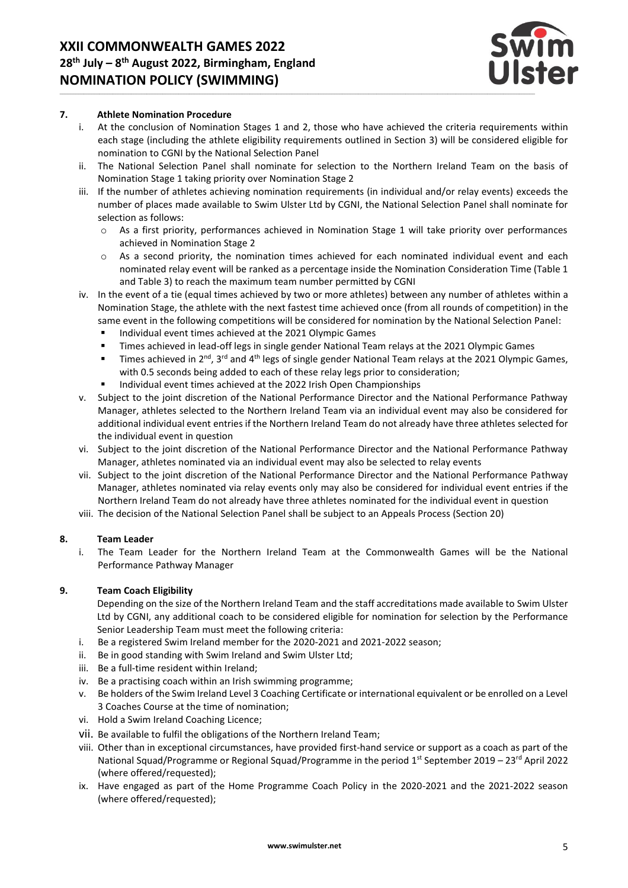## 7. Athlete Nomination Procedure

i. At the conclusion of Nomination Stages 1 and 2, those who have achieved the criteria requirements within each stage (including the athlete eligibility requirements outlined in Section 3) will be considered eligible for nomination to CGNI by the National Selection Panel

ii. The National Selection Panel shall nominate for selection to the Northern Ireland Team on the basis of Nomination Stage 1 taking priority over Nomination Stage 2

iii. If the number of athletes achieving nomination requirements (in individual and/or relay events) exceeds the number of places made available to Swim Ulster Ltd by CGNI, the National Selection Panel shall nominate for selection as follows:
   - As a first priority, performances achieved in Nomination Stage 1 will take priority over performances achieved in Nomination Stage 2
   - As a second priority, the nomination times achieved for each nominated individual event and each nominated relay event will be ranked as a percentage inside the Nomination Consideration Time (Table 1 and Table 3) to reach the maximum team number permitted by CGNI

iv. In the event of a tie (equal times achieved by two or more athletes) between any number of athletes within a Nomination Stage, the athlete with the next fastest time achieved once (from all rounds of competition) in the same event in the following competitions will be considered for nomination by the National Selection Panel:
   - Individual event times achieved at the 2021 Olympic Games
   - Times achieved in lead-off legs in single gender National Team relays at the 2021 Olympic Games
   - Times achieved in 2nd, 3rd and 4th legs of single gender National Team relays at the 2021 Olympic Games, with 0.5 seconds being added to each of these relay legs prior to consideration;
   - Individual event times achieved at the 2022 Irish Open Championships

v. Subject to the joint discretion of the National Performance Director and the National Performance Pathway Manager, athletes selected to the Northern Ireland Team via an individual event may also be considered for additional individual event entries if the Northern Ireland Team do not already have three athletes selected for the individual event in question

vi. Subject to the joint discretion of the National Performance Director and the National Performance Pathway Manager, athletes nominated via an individual event may also be selected to relay events

vii. Subject to the joint discretion of the National Performance Director and the National Performance Pathway Manager, athletes nominated via relay events only may also be considered for individual event entries if the Northern Ireland Team do not already have three athletes nominated for the individual event in question

viii. The decision of the National Selection Panel shall be subject to an Appeals Process (Section 20)

## 8. Team Leader

i. The Team Leader for the Northern Ireland Team at the Commonwealth Games will be the National Performance Pathway Manager

## 9. Team Coach Eligibility

Depending on the size of the Northern Ireland Team and the staff accreditations made available to Swim Ulster Ltd by CGNI, any additional coach to be considered eligible for nomination for selection by the Performance Senior Leadership Team must meet the following criteria:

i. Be a registered Swim Ireland member for the 2020-2021 and 2021-2022 season;

ii. Be in good standing with Swim Ireland and Swim Ulster Ltd;

iii. Be a full-time resident within Ireland;

iv. Be a practising coach within an Irish swimming programme;

v. Be holders of the Swim Ireland Level 3 Coaching Certificate or international equivalent or be enrolled on a Level 3 Coaches Course at the time of nomination;

vi. Hold a Swim Ireland Coaching Licence;

vii. Be available to fulfil the obligations of the Northern Ireland Team;

viii. Other than in exceptional circumstances, have provided first-hand service or support as a coach as part of the National Squad/Programme or Regional Squad/Programme in the period 1st September 2019 – 23rd April 2022 (where offered/requested);

ix. Have engaged as part of the Home Programme Coach Policy in the 2020-2021 and the 2021-2022 season (where offered/requested);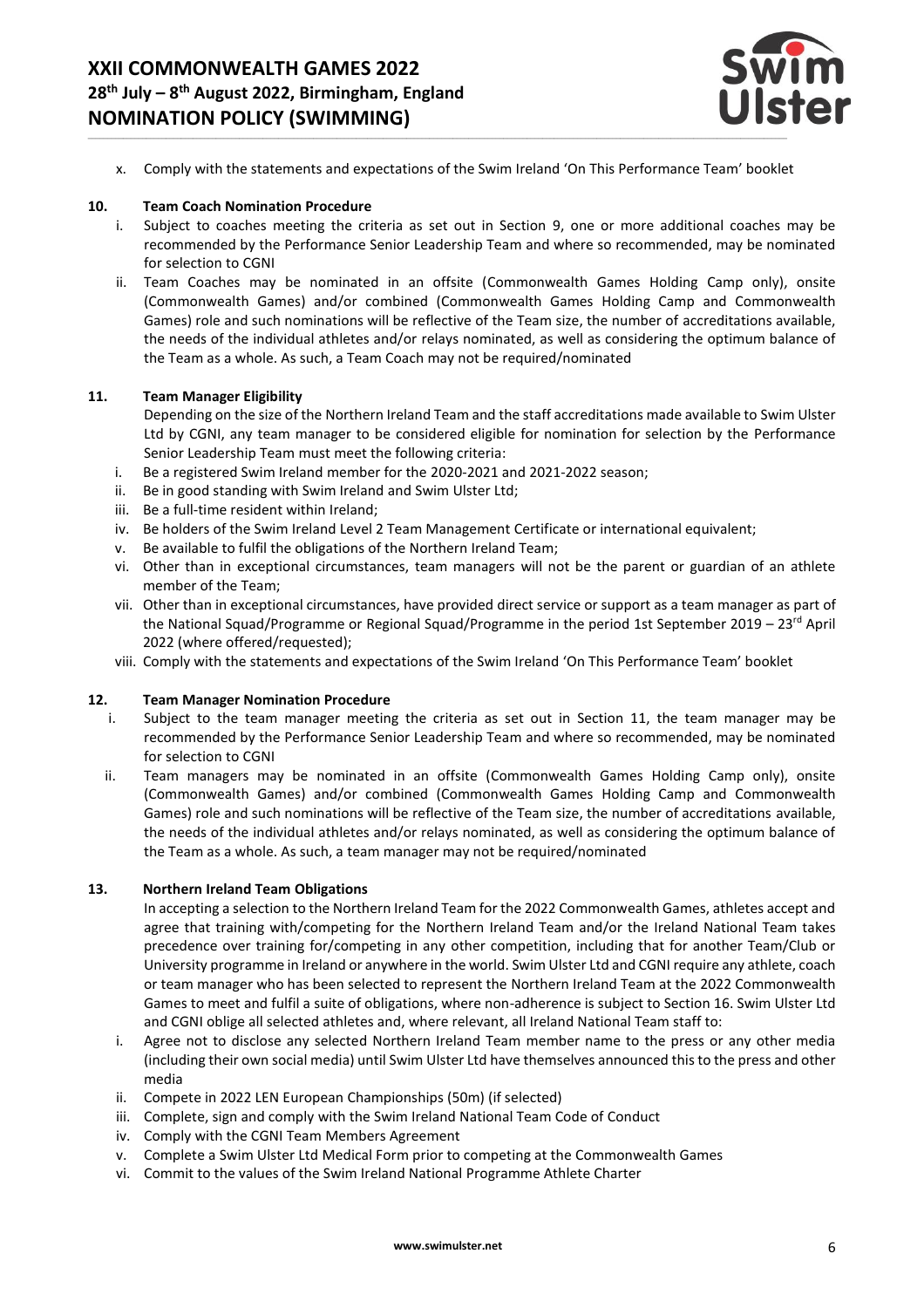x. Comply with the statements and expectations of the Swim Ireland 'On This Performance Team' booklet

### 10. Team Coach Nomination Procedure

i. Subject to coaches meeting the criteria as set out in Section 9, one or more additional coaches may be recommended by the Performance Senior Leadership Team and where so recommended, may be nominated for selection to CGNI

ii. Team Coaches may be nominated in an offsite (Commonwealth Games Holding Camp only), onsite (Commonwealth Games) and/or combined (Commonwealth Games Holding Camp and Commonwealth Games) role and such nominations will be reflective of the Team size, the number of accreditations available, the needs of the individual athletes and/or relays nominated, as well as considering the optimum balance of the Team as a whole. As such, a Team Coach may not be required/nominated

### 11. Team Manager Eligibility

Depending on the size of the Northern Ireland Team and the staff accreditations made available to Swim Ulster Ltd by CGNI, any team manager to be considered eligible for nomination for selection by the Performance Senior Leadership Team must meet the following criteria:

i. Be a registered Swim Ireland member for the 2020-2021 and 2021-2022 season;
ii. Be in good standing with Swim Ireland and Swim Ulster Ltd;
iii. Be a full-time resident within Ireland;
iv. Be holders of the Swim Ireland Level 2 Team Management Certificate or international equivalent;
v. Be available to fulfil the obligations of the Northern Ireland Team;
vi. Other than in exceptional circumstances, team managers will not be the parent or guardian of an athlete member of the Team;
vii. Other than in exceptional circumstances, have provided direct service or support as a team manager as part of the National Squad/Programme or Regional Squad/Programme in the period 1st September 2019 – 23rd April 2022 (where offered/requested);
viii. Comply with the statements and expectations of the Swim Ireland 'On This Performance Team' booklet

### 12. Team Manager Nomination Procedure

i. Subject to the team manager meeting the criteria as set out in Section 11, the team manager may be recommended by the Performance Senior Leadership Team and where so recommended, may be nominated for selection to CGNI

ii. Team managers may be nominated in an offsite (Commonwealth Games Holding Camp only), onsite (Commonwealth Games) and/or combined (Commonwealth Games Holding Camp and Commonwealth Games) role and such nominations will be reflective of the Team size, the number of accreditations available, the needs of the individual athletes and/or relays nominated, as well as considering the optimum balance of the Team as a whole. As such, a team manager may not be required/nominated

### 13. Northern Ireland Team Obligations

In accepting a selection to the Northern Ireland Team for the 2022 Commonwealth Games, athletes accept and agree that training with/competing for the Northern Ireland Team and/or the Ireland National Team takes precedence over training for/competing in any other competition, including that for another Team/Club or University programme in Ireland or anywhere in the world. Swim Ulster Ltd and CGNI require any athlete, coach or team manager who has been selected to represent the Northern Ireland Team at the 2022 Commonwealth Games to meet and fulfil a suite of obligations, where non-adherence is subject to Section 16. Swim Ulster Ltd and CGNI oblige all selected athletes and, where relevant, all Ireland National Team staff to:

i. Agree not to disclose any selected Northern Ireland Team member name to the press or any other media (including their own social media) until Swim Ulster Ltd have themselves announced this to the press and other media
ii. Compete in 2022 LEN European Championships (50m) (if selected)
iii. Complete, sign and comply with the Swim Ireland National Team Code of Conduct
iv. Comply with the CGNI Team Members Agreement
v. Complete a Swim Ulster Ltd Medical Form prior to competing at the Commonwealth Games
vi. Commit to the values of the Swim Ireland National Programme Athlete Charter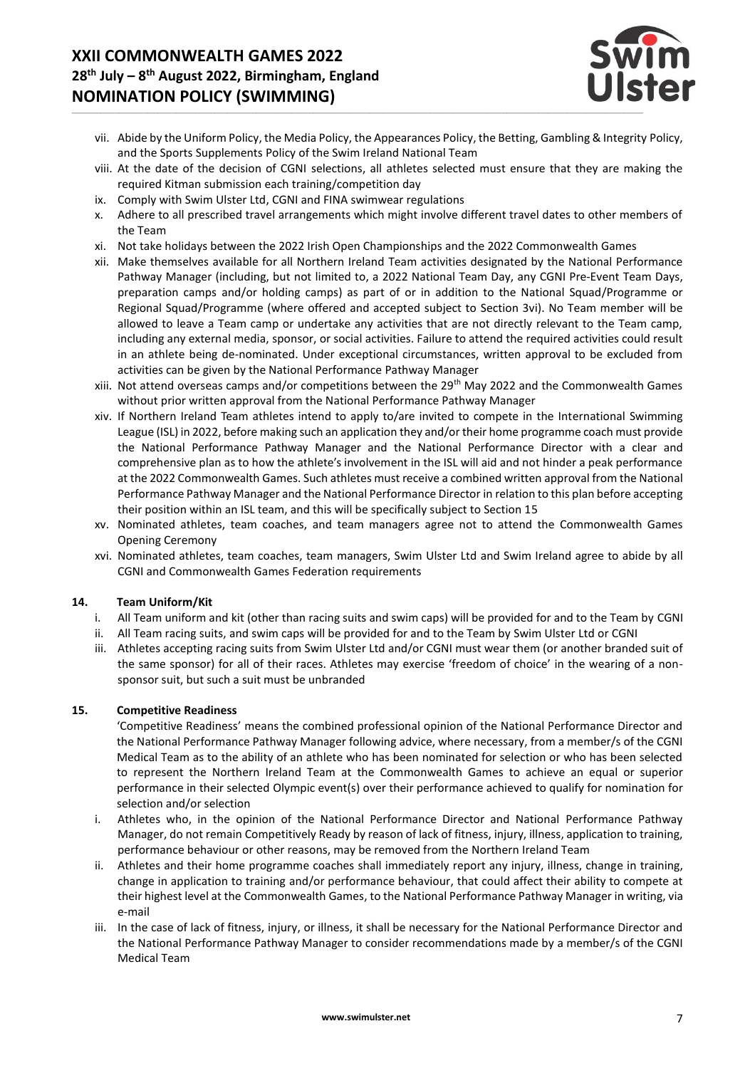vii. Abide by the Uniform Policy, the Media Policy, the Appearances Policy, the Betting, Gambling & Integrity Policy, and the Sports Supplements Policy of the Swim Ireland National Team
viii. At the date of the decision of CGNI selections, all athletes selected must ensure that they are making the required Kitman submission each training/competition day
ix. Comply with Swim Ulster Ltd, CGNI and FINA swimwear regulations
x. Adhere to all prescribed travel arrangements which might involve different travel dates to other members of the Team
xi. Not take holidays between the 2022 Irish Open Championships and the 2022 Commonwealth Games
xii. Make themselves available for all Northern Ireland Team activities designated by the National Performance Pathway Manager (including, but not limited to, a 2022 National Team Day, any CGNI Pre-Event Team Days, preparation camps and/or holding camps) as part of or in addition to the National Squad/Programme or Regional Squad/Programme (where offered and accepted subject to Section 3vi). No Team member will be allowed to leave a Team camp or undertake any activities that are not directly relevant to the Team camp, including any external media, sponsor, or social activities. Failure to attend the required activities could result in an athlete being de-nominated. Under exceptional circumstances, written approval to be excluded from activities can be given by the National Performance Pathway Manager
xiii. Not attend overseas camps and/or competitions between the 29th May 2022 and the Commonwealth Games without prior written approval from the National Performance Pathway Manager
xiv. If Northern Ireland Team athletes intend to apply to/are invited to compete in the International Swimming League (ISL) in 2022, before making such an application they and/or their home programme coach must provide the National Performance Pathway Manager and the National Performance Director with a clear and comprehensive plan as to how the athlete's involvement in the ISL will aid and not hinder a peak performance at the 2022 Commonwealth Games. Such athletes must receive a combined written approval from the National Performance Pathway Manager and the National Performance Director in relation to this plan before accepting their position within an ISL team, and this will be specifically subject to Section 15
xv. Nominated athletes, team coaches, and team managers agree not to attend the Commonwealth Games Opening Ceremony
xvi. Nominated athletes, team coaches, team managers, Swim Ulster Ltd and Swim Ireland agree to abide by all CGNI and Commonwealth Games Federation requirements

## 14. Team Uniform/Kit

i. All Team uniform and kit (other than racing suits and swim caps) will be provided for and to the Team by CGNI
ii. All Team racing suits, and swim caps will be provided for and to the Team by Swim Ulster Ltd or CGNI
iii. Athletes accepting racing suits from Swim Ulster Ltd and/or CGNI must wear them (or another branded suit of the same sponsor) for all of their races. Athletes may exercise 'freedom of choice' in the wearing of a non-sponsor suit, but such a suit must be unbranded

## 15. Competitive Readiness

'Competitive Readiness' means the combined professional opinion of the National Performance Director and the National Performance Pathway Manager following advice, where necessary, from a member/s of the CGNI Medical Team as to the ability of an athlete who has been nominated for selection or who has been selected to represent the Northern Ireland Team at the Commonwealth Games to achieve an equal or superior performance in their selected Olympic event(s) over their performance achieved to qualify for nomination for selection and/or selection

i. Athletes who, in the opinion of the National Performance Director and National Performance Pathway Manager, do not remain Competitively Ready by reason of lack of fitness, injury, illness, application to training, performance behaviour or other reasons, may be removed from the Northern Ireland Team
ii. Athletes and their home programme coaches shall immediately report any injury, illness, change in training, change in application to training and/or performance behaviour, that could affect their ability to compete at their highest level at the Commonwealth Games, to the National Performance Pathway Manager in writing, via e-mail
iii. In the case of lack of fitness, injury, or illness, it shall be necessary for the National Performance Director and the National Performance Pathway Manager to consider recommendations made by a member/s of the CGNI Medical Team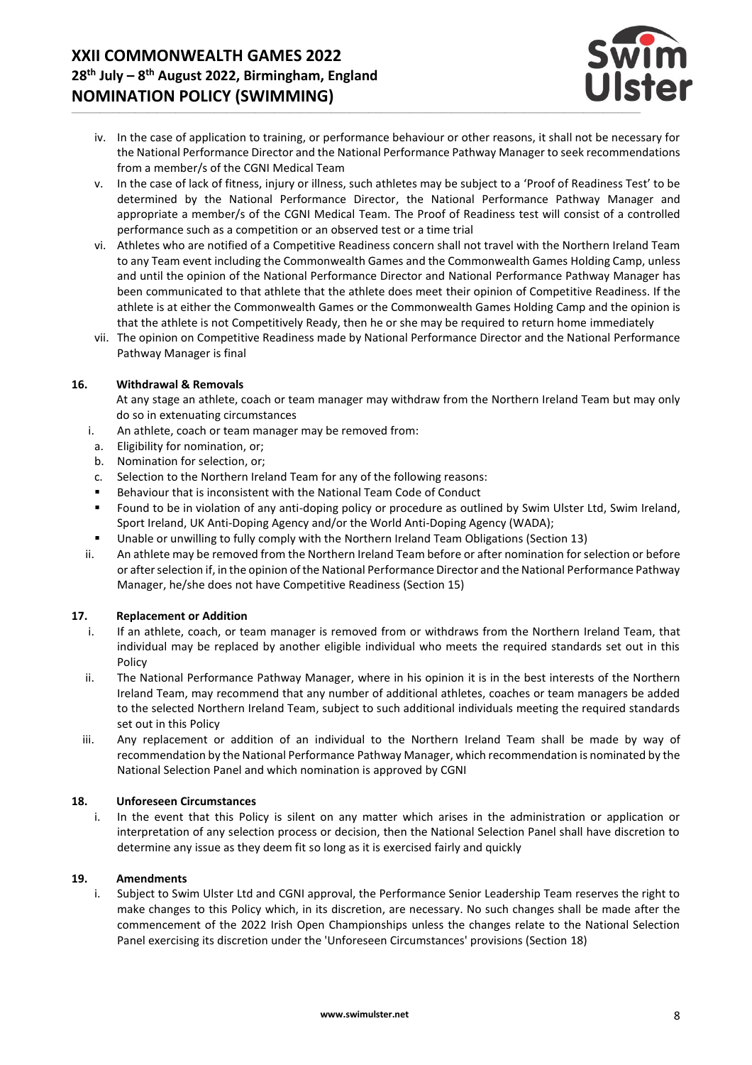iv. In the case of application to training, or performance behaviour or other reasons, it shall not be necessary for the National Performance Director and the National Performance Pathway Manager to seek recommendations from a member/s of the CGNI Medical Team

v. In the case of lack of fitness, injury or illness, such athletes may be subject to a 'Proof of Readiness Test' to be determined by the National Performance Director, the National Performance Pathway Manager and appropriate a member/s of the CGNI Medical Team. The Proof of Readiness test will consist of a controlled performance such as a competition or an observed test or a time trial

vi. Athletes who are notified of a Competitive Readiness concern shall not travel with the Northern Ireland Team to any Team event including the Commonwealth Games and the Commonwealth Games Holding Camp, unless and until the opinion of the National Performance Director and National Performance Pathway Manager has been communicated to that athlete that the athlete does meet their opinion of Competitive Readiness. If the athlete is at either the Commonwealth Games or the Commonwealth Games Holding Camp and the opinion is that the athlete is not Competitively Ready, then he or she may be required to return home immediately

vii. The opinion on Competitive Readiness made by National Performance Director and the National Performance Pathway Manager is final

### 16. Withdrawal & Removals

At any stage an athlete, coach or team manager may withdraw from the Northern Ireland Team but may only do so in extenuating circumstances

i. An athlete, coach or team manager may be removed from:

a. Eligibility for nomination, or;

b. Nomination for selection, or;

c. Selection to the Northern Ireland Team for any of the following reasons:

- Behaviour that is inconsistent with the National Team Code of Conduct
- Found to be in violation of any anti-doping policy or procedure as outlined by Swim Ulster Ltd, Swim Ireland, Sport Ireland, UK Anti-Doping Agency and/or the World Anti-Doping Agency (WADA);
- Unable or unwilling to fully comply with the Northern Ireland Team Obligations (Section 13)

ii. An athlete may be removed from the Northern Ireland Team before or after nomination for selection or before or after selection if, in the opinion of the National Performance Director and the National Performance Pathway Manager, he/she does not have Competitive Readiness (Section 15)

### 17. Replacement or Addition

i. If an athlete, coach, or team manager is removed from or withdraws from the Northern Ireland Team, that individual may be replaced by another eligible individual who meets the required standards set out in this Policy

ii. The National Performance Pathway Manager, where in his opinion it is in the best interests of the Northern Ireland Team, may recommend that any number of additional athletes, coaches or team managers be added to the selected Northern Ireland Team, subject to such additional individuals meeting the required standards set out in this Policy

iii. Any replacement or addition of an individual to the Northern Ireland Team shall be made by way of recommendation by the National Performance Pathway Manager, which recommendation is nominated by the National Selection Panel and which nomination is approved by CGNI

### 18. Unforeseen Circumstances

i. In the event that this Policy is silent on any matter which arises in the administration or application or interpretation of any selection process or decision, then the National Selection Panel shall have discretion to determine any issue as they deem fit so long as it is exercised fairly and quickly

### 19. Amendments

i. Subject to Swim Ulster Ltd and CGNI approval, the Performance Senior Leadership Team reserves the right to make changes to this Policy which, in its discretion, are necessary. No such changes shall be made after the commencement of the 2022 Irish Open Championships unless the changes relate to the National Selection Panel exercising its discretion under the 'Unforeseen Circumstances' provisions (Section 18)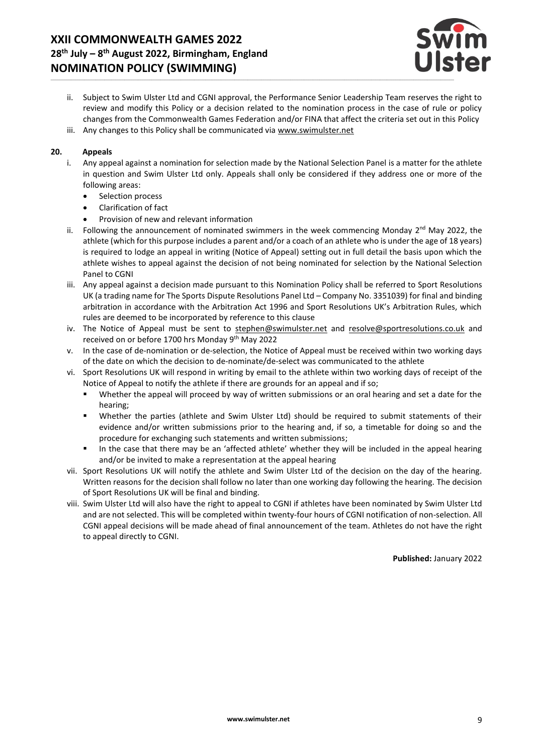ii. Subject to Swim Ulster Ltd and CGNI approval, the Performance Senior Leadership Team reserves the right to review and modify this Policy or a decision related to the nomination process in the case of rule or policy changes from the Commonwealth Games Federation and/or FINA that affect the criteria set out in this Policy

iii. Any changes to this Policy shall be communicated via www.swimulster.net

## 20. Appeals

i. Any appeal against a nomination for selection made by the National Selection Panel is a matter for the athlete in question and Swim Ulster Ltd only. Appeals shall only be considered if they address one or more of the following areas:
   - Selection process
   - Clarification of fact
   - Provision of new and relevant information

ii. Following the announcement of nominated swimmers in the week commencing Monday 2nd May 2022, the athlete (which for this purpose includes a parent and/or a coach of an athlete who is under the age of 18 years) is required to lodge an appeal in writing (Notice of Appeal) setting out in full detail the basis upon which the athlete wishes to appeal against the decision of not being nominated for selection by the National Selection Panel to CGNI

iii. Any appeal against a decision made pursuant to this Nomination Policy shall be referred to Sport Resolutions UK (a trading name for The Sports Dispute Resolutions Panel Ltd – Company No. 3351039) for final and binding arbitration in accordance with the Arbitration Act 1996 and Sport Resolutions UK's Arbitration Rules, which rules are deemed to be incorporated by reference to this clause

iv. The Notice of Appeal must be sent to stephen@swimulster.net and resolve@sportresolutions.co.uk and received on or before 1700 hrs Monday 9th May 2022

v. In the case of de-nomination or de-selection, the Notice of Appeal must be received within two working days of the date on which the decision to de-nominate/de-select was communicated to the athlete

vi. Sport Resolutions UK will respond in writing by email to the athlete within two working days of receipt of the Notice of Appeal to notify the athlete if there are grounds for an appeal and if so;
   - Whether the appeal will proceed by way of written submissions or an oral hearing and set a date for the hearing;
   - Whether the parties (athlete and Swim Ulster Ltd) should be required to submit statements of their evidence and/or written submissions prior to the hearing and, if so, a timetable for doing so and the procedure for exchanging such statements and written submissions;
   - In the case that there may be an 'affected athlete' whether they will be included in the appeal hearing and/or be invited to make a representation at the appeal hearing

vii. Sport Resolutions UK will notify the athlete and Swim Ulster Ltd of the decision on the day of the hearing. Written reasons for the decision shall follow no later than one working day following the hearing. The decision of Sport Resolutions UK will be final and binding.

viii. Swim Ulster Ltd will also have the right to appeal to CGNI if athletes have been nominated by Swim Ulster Ltd and are not selected. This will be completed within twenty-four hours of CGNI notification of non-selection. All CGNI appeal decisions will be made ahead of final announcement of the team. Athletes do not have the right to appeal directly to CGNI.

**Published:** January 2022